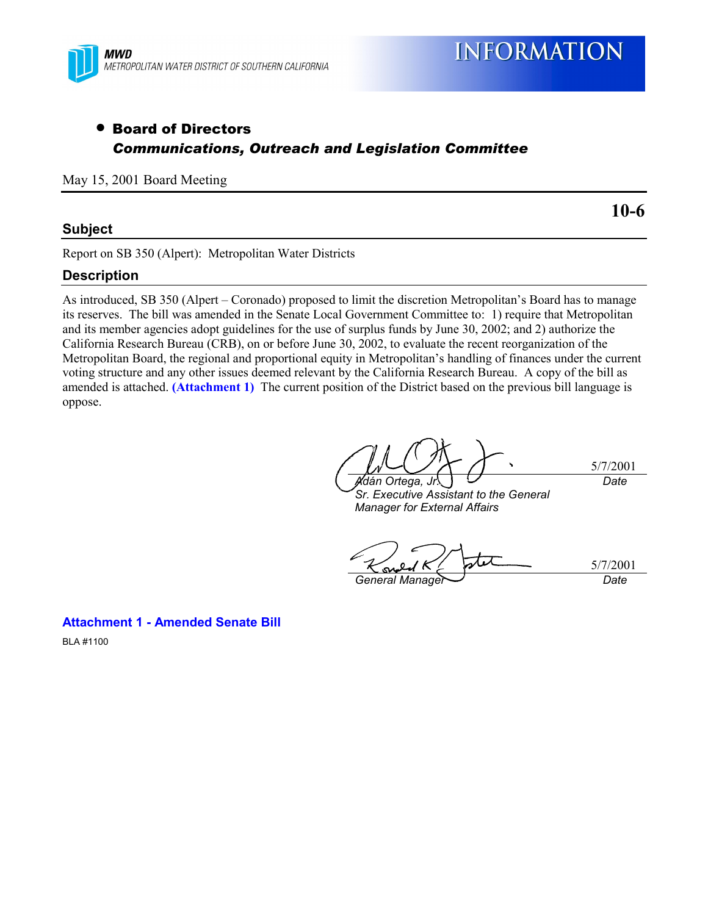MWD
METROPOLITAN WATER DISTRICT OF SOUTHERN CALIFORNIA

# INFORMATION

- **Board of Directors**
  ***Communications, Outreach and Legislation Committee***

May 15, 2001 Board Meeting

**10-6**

## Subject

Report on SB 350 (Alpert): Metropolitan Water Districts

## Description

As introduced, SB 350 (Alpert – Coronado) proposed to limit the discretion Metropolitan's Board has to manage its reserves. The bill was amended in the Senate Local Government Committee to: 1) require that Metropolitan and its member agencies adopt guidelines for the use of surplus funds by June 30, 2002; and 2) authorize the California Research Bureau (CRB), on or before June 30, 2002, to evaluate the recent reorganization of the Metropolitan Board, the regional and proportional equity in Metropolitan's handling of finances under the current voting structure and any other issues deemed relevant by the California Research Bureau. A copy of the bill as amended is attached. **(Attachment 1)** The current position of the District based on the previous bill language is oppose.

| | |
|---|---|
| *Adán Ortega, Jr.* | 5/7/2001 |
| *Sr. Executive Assistant to the General Manager for External Affairs* | *Date* |

| | |
|---|---|
| *General Manager* | 5/7/2001 |
| | *Date* |

**Attachment 1 - Amended Senate Bill**

BLA #1100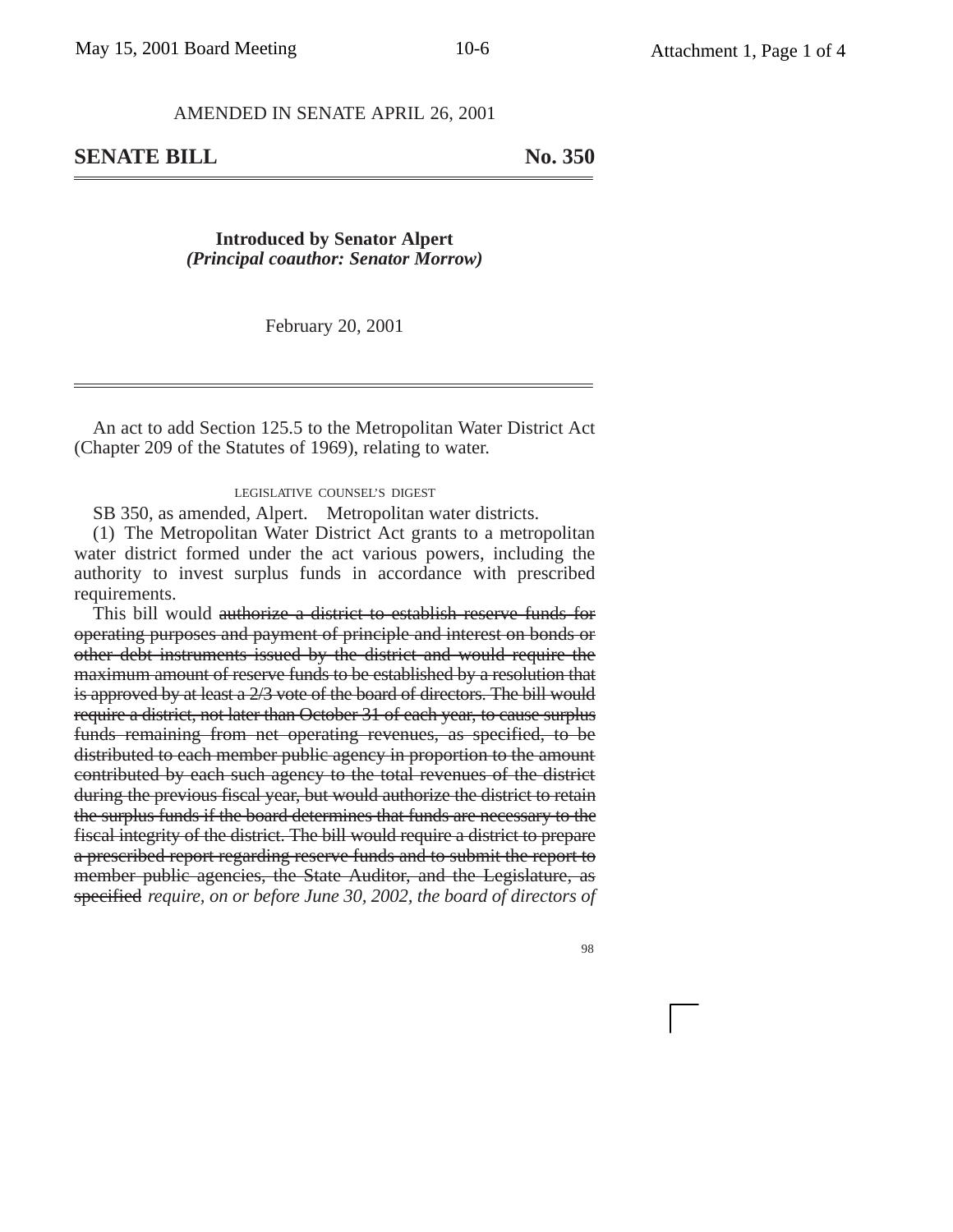AMENDED IN SENATE APRIL 26, 2001

# SENATE BILL No. 350

**Introduced by Senator Alpert**
***(Principal coauthor: Senator Morrow)***

February 20, 2001

An act to add Section 125.5 to the Metropolitan Water District Act (Chapter 209 of the Statutes of 1969), relating to water.

LEGISLATIVE COUNSEL'S DIGEST

SB 350, as amended, Alpert. Metropolitan water districts.

(1) The Metropolitan Water District Act grants to a metropolitan water district formed under the act various powers, including the authority to invest surplus funds in accordance with prescribed requirements.

This bill would ~~authorize a district to establish reserve funds for operating purposes and payment of principle and interest on bonds or other debt instruments issued by the district and would require the maximum amount of reserve funds to be established by a resolution that is approved by at least a 2/3 vote of the board of directors. The bill would require a district, not later than October 31 of each year, to cause surplus funds remaining from net operating revenues, as specified, to be distributed to each member public agency in proportion to the amount contributed by each such agency to the total revenues of the district during the previous fiscal year, but would authorize the district to retain the surplus funds if the board determines that funds are necessary to the fiscal integrity of the district. The bill would require a district to prepare a prescribed report regarding reserve funds and to submit the report to member public agencies, the State Auditor, and the Legislature, as specified~~ *require, on or before June 30, 2002, the board of directors of*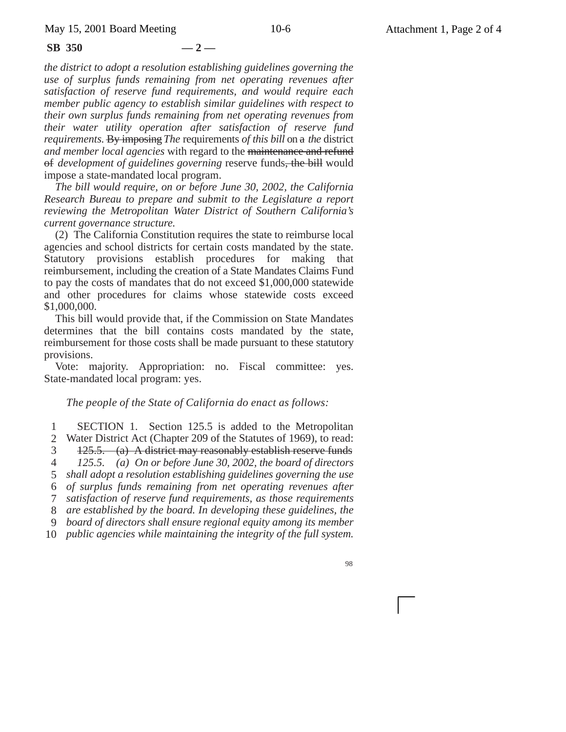**SB 350 — 2 —**

*the district to adopt a resolution establishing guidelines governing the use of surplus funds remaining from net operating revenues after satisfaction of reserve fund requirements, and would require each member public agency to establish similar guidelines with respect to their own surplus funds remaining from net operating revenues from their water utility operation after satisfaction of reserve fund requirements.* ~~By imposing~~ *The* requirements *of this bill* on ~~a~~ *the* district *and member local agencies* with regard to the ~~maintenance and refund of~~ *development of guidelines governing* reserve funds~~, the bill~~ would impose a state-mandated local program.

*The bill would require, on or before June 30, 2002, the California Research Bureau to prepare and submit to the Legislature a report reviewing the Metropolitan Water District of Southern California's current governance structure.*

(2) The California Constitution requires the state to reimburse local agencies and school districts for certain costs mandated by the state. Statutory provisions establish procedures for making that reimbursement, including the creation of a State Mandates Claims Fund to pay the costs of mandates that do not exceed $1,000,000 statewide and other procedures for claims whose statewide costs exceed $1,000,000.

This bill would provide that, if the Commission on State Mandates determines that the bill contains costs mandated by the state, reimbursement for those costs shall be made pursuant to these statutory provisions.

Vote: majority. Appropriation: no. Fiscal committee: yes. State-mandated local program: yes.

*The people of the State of California do enact as follows:*

1 SECTION 1. Section 125.5 is added to the Metropolitan
2 Water District Act (Chapter 209 of the Statutes of 1969), to read:
3 ~~125.5. (a) A district may reasonably establish reserve funds~~
4 *125.5. (a) On or before June 30, 2002, the board of directors*
5 *shall adopt a resolution establishing guidelines governing the use*
6 *of surplus funds remaining from net operating revenues after*
7 *satisfaction of reserve fund requirements, as those requirements*
8 *are established by the board. In developing these guidelines, the*
9 *board of directors shall ensure regional equity among its member*
10 *public agencies while maintaining the integrity of the full system.*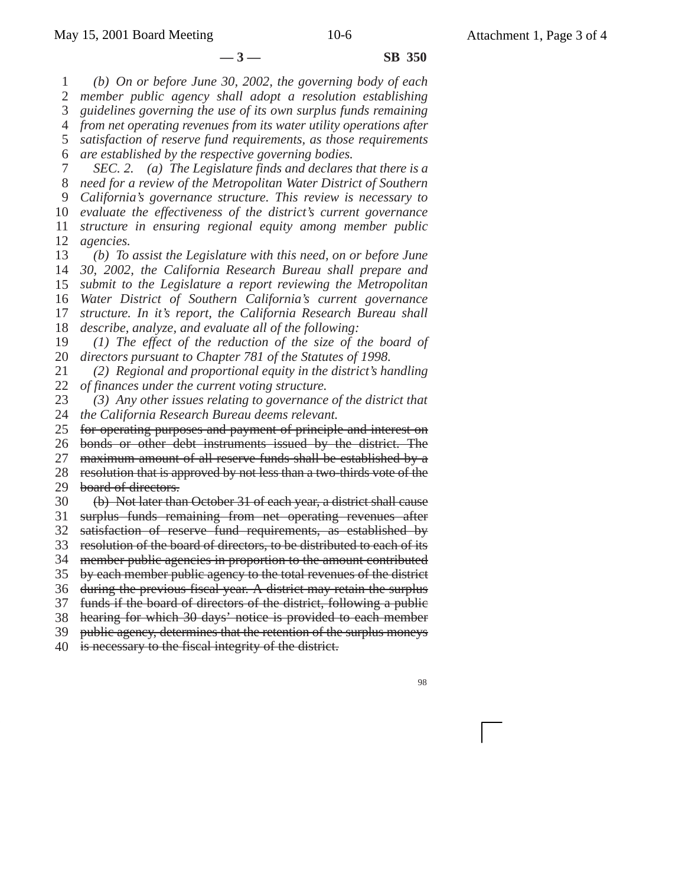*(b) On or before June 30, 2002, the governing body of each member public agency shall adopt a resolution establishing guidelines governing the use of its own surplus funds remaining from net operating revenues from its water utility operations after satisfaction of reserve fund requirements, as those requirements are established by the respective governing bodies.*

*SEC. 2. (a) The Legislature finds and declares that there is a need for a review of the Metropolitan Water District of Southern California's governance structure. This review is necessary to evaluate the effectiveness of the district's current governance structure in ensuring regional equity among member public agencies.*

*(b) To assist the Legislature with this need, on or before June 30, 2002, the California Research Bureau shall prepare and submit to the Legislature a report reviewing the Metropolitan Water District of Southern California's current governance structure. In it's report, the California Research Bureau shall describe, analyze, and evaluate all of the following:*

*(1) The effect of the reduction of the size of the board of directors pursuant to Chapter 781 of the Statutes of 1998.*

*(2) Regional and proportional equity in the district's handling of finances under the current voting structure.*

*(3) Any other issues relating to governance of the district that the California Research Bureau deems relevant.*

~~for operating purposes and payment of principle and interest on bonds or other debt instruments issued by the district. The maximum amount of all reserve funds shall be established by a resolution that is approved by not less than a two-thirds vote of the board of directors.~~

~~(b) Not later than October 31 of each year, a district shall cause surplus funds remaining from net operating revenues after satisfaction of reserve fund requirements, as established by resolution of the board of directors, to be distributed to each of its member public agencies in proportion to the amount contributed by each member public agency to the total revenues of the district during the previous fiscal year. A district may retain the surplus funds if the board of directors of the district, following a public hearing for which 30 days' notice is provided to each member public agency, determines that the retention of the surplus moneys is necessary to the fiscal integrity of the district.~~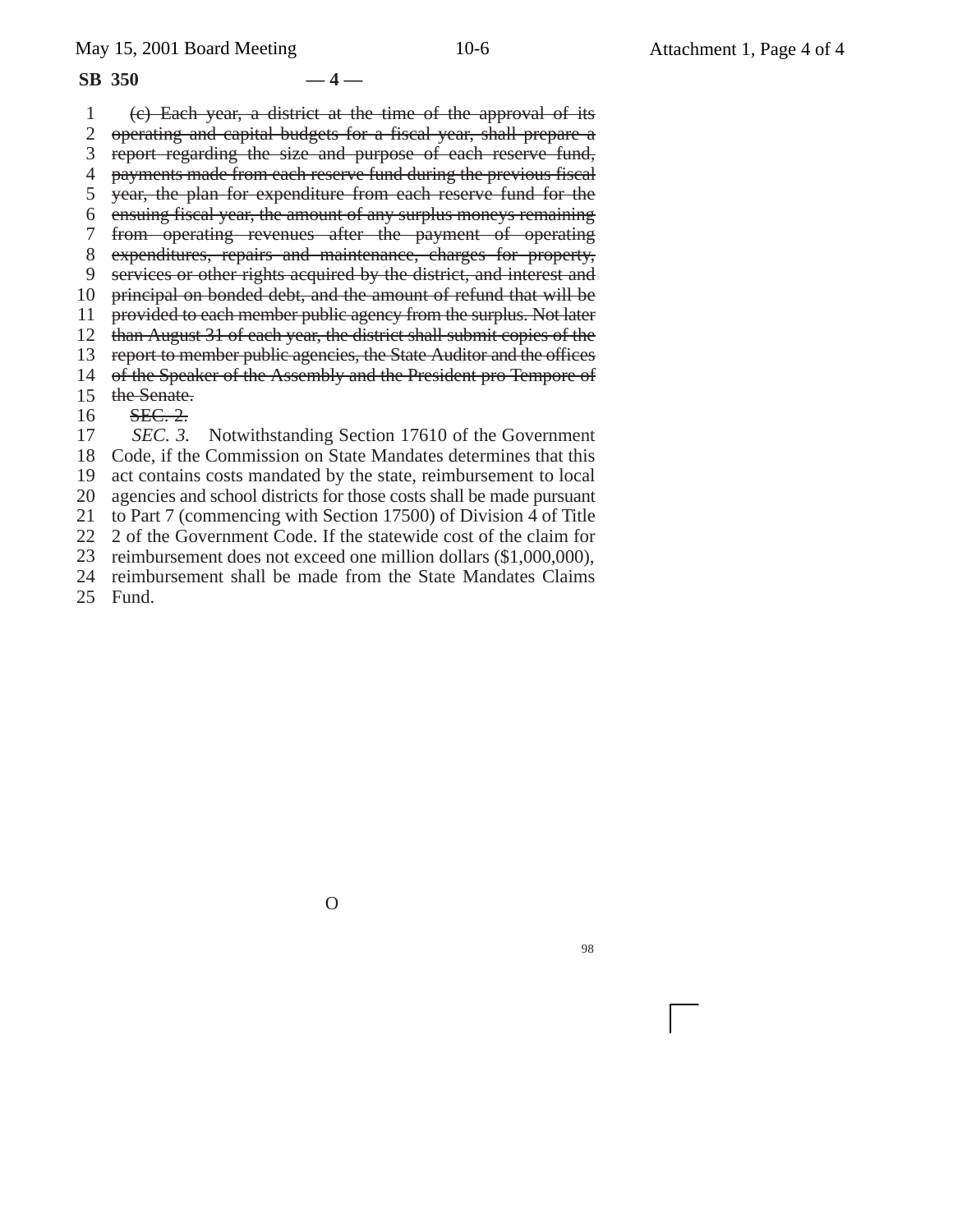~~(c) Each year, a district at the time of the approval of its operating and capital budgets for a fiscal year, shall prepare a report regarding the size and purpose of each reserve fund, payments made from each reserve fund during the previous fiscal year, the plan for expenditure from each reserve fund for the ensuing fiscal year, the amount of any surplus moneys remaining from operating revenues after the payment of operating expenditures, repairs and maintenance, charges for property, services or other rights acquired by the district, and interest and principal on bonded debt, and the amount of refund that will be provided to each member public agency from the surplus. Not later than August 31 of each year, the district shall submit copies of the report to member public agencies, the State Auditor and the offices of the Speaker of the Assembly and the President pro Tempore of the Senate.~~

~~*SEC. 2.*~~

*SEC. 3.* Notwithstanding Section 17610 of the Government Code, if the Commission on State Mandates determines that this act contains costs mandated by the state, reimbursement to local agencies and school districts for those costs shall be made pursuant to Part 7 (commencing with Section 17500) of Division 4 of Title 2 of the Government Code. If the statewide cost of the claim for reimbursement does not exceed one million dollars ($1,000,000), reimbursement shall be made from the State Mandates Claims Fund.

O